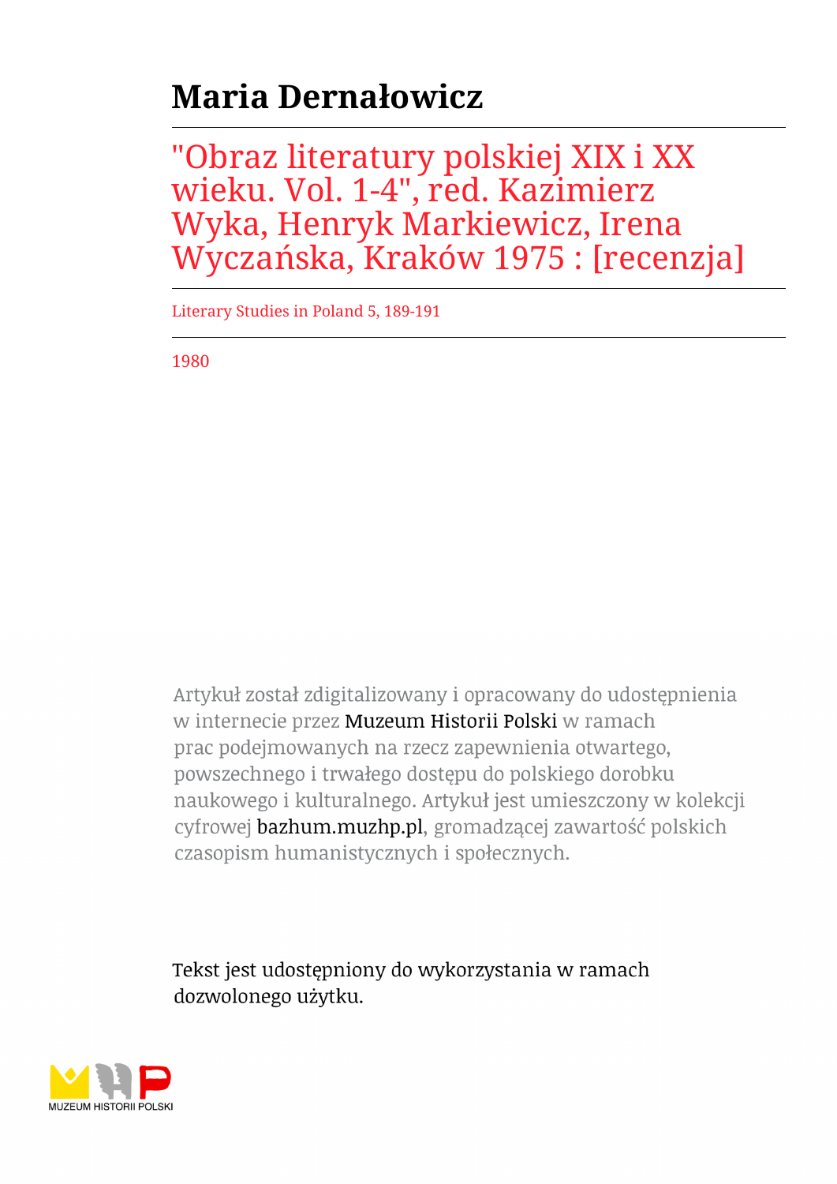# Maria Dernałowicz

## "Obraz literatury polskiej XIX i XX wieku. Vol. 1-4", red. Kazimierz Wyka, Henryk Markiewicz, Irena Wyczańska, Kraków 1975 : [recenzja]

Literary Studies in Poland 5, 189-191

1980

Artykuł został zdigitalizowany i opracowany do udostępnienia w internecie przez Muzeum Historii Polski w ramach prac podejmowanych na rzecz zapewnienia otwartego, powszechnego i trwałego dostępu do polskiego dorobku naukowego i kulturalnego. Artykuł jest umieszczony w kolekcji cyfrowej bazhum.muzhp.pl, gromadzącej zawartość polskich czasopism humanistycznych i społecznych.

Tekst jest udostępniony do wykorzystania w ramach dozwolonego użytku.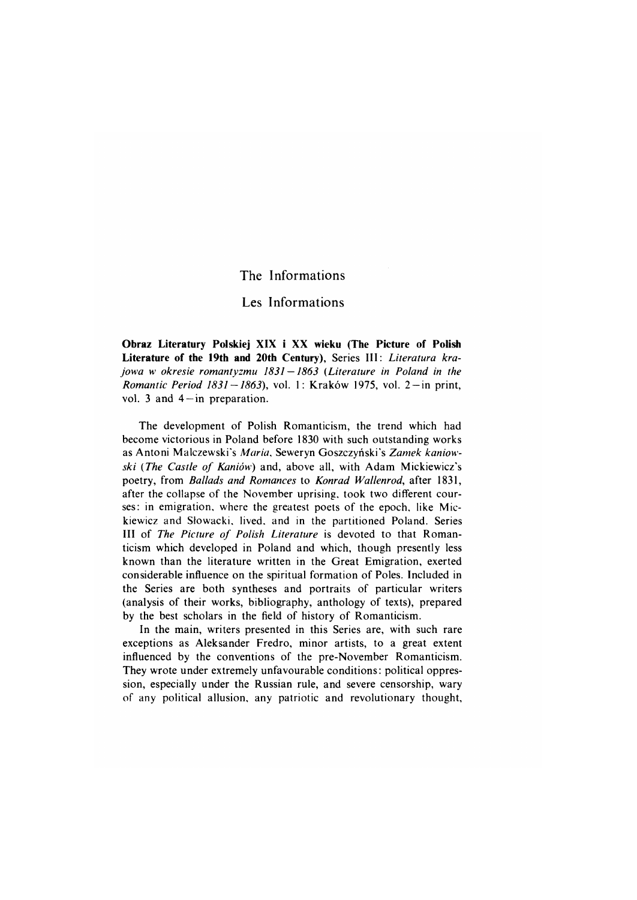# The Informations

# Les Informations

**Obraz Literatury Polskiej XIX i XX wieku (The Picture of Polish Literature of the 19th and 20th Century)**, Series III: *Literatura krajowa w okresie romantyzmu 1831—1863* (*Literature in Poland in the Romantic Period 1831—1863*), vol. 1: Kraków 1975, vol. 2—in print, vol. 3 and 4—in preparation.

The development of Polish Romanticism, the trend which had become victorious in Poland before 1830 with such outstanding works as Antoni Malczewski's *Maria*, Seweryn Goszczyński's *Zamek kaniowski* (*The Castle of Kaniów*) and, above all, with Adam Mickiewicz's poetry, from *Ballads and Romances* to *Konrad Wallenrod*, after 1831, after the collapse of the November uprising, took two different courses: in emigration, where the greatest poets of the epoch, like Mickiewicz and Słowacki, lived, and in the partitioned Poland. Series III of *The Picture of Polish Literature* is devoted to that Romanticism which developed in Poland and which, though presently less known than the literature written in the Great Emigration, exerted considerable influence on the spiritual formation of Poles. Included in the Series are both syntheses and portraits of particular writers (analysis of their works, bibliography, anthology of texts), prepared by the best scholars in the field of history of Romanticism.

In the main, writers presented in this Series are, with such rare exceptions as Aleksander Fredro, minor artists, to a great extent influenced by the conventions of the pre-November Romanticism. They wrote under extremely unfavourable conditions: political oppression, especially under the Russian rule, and severe censorship, wary of any political allusion, any patriotic and revolutionary thought,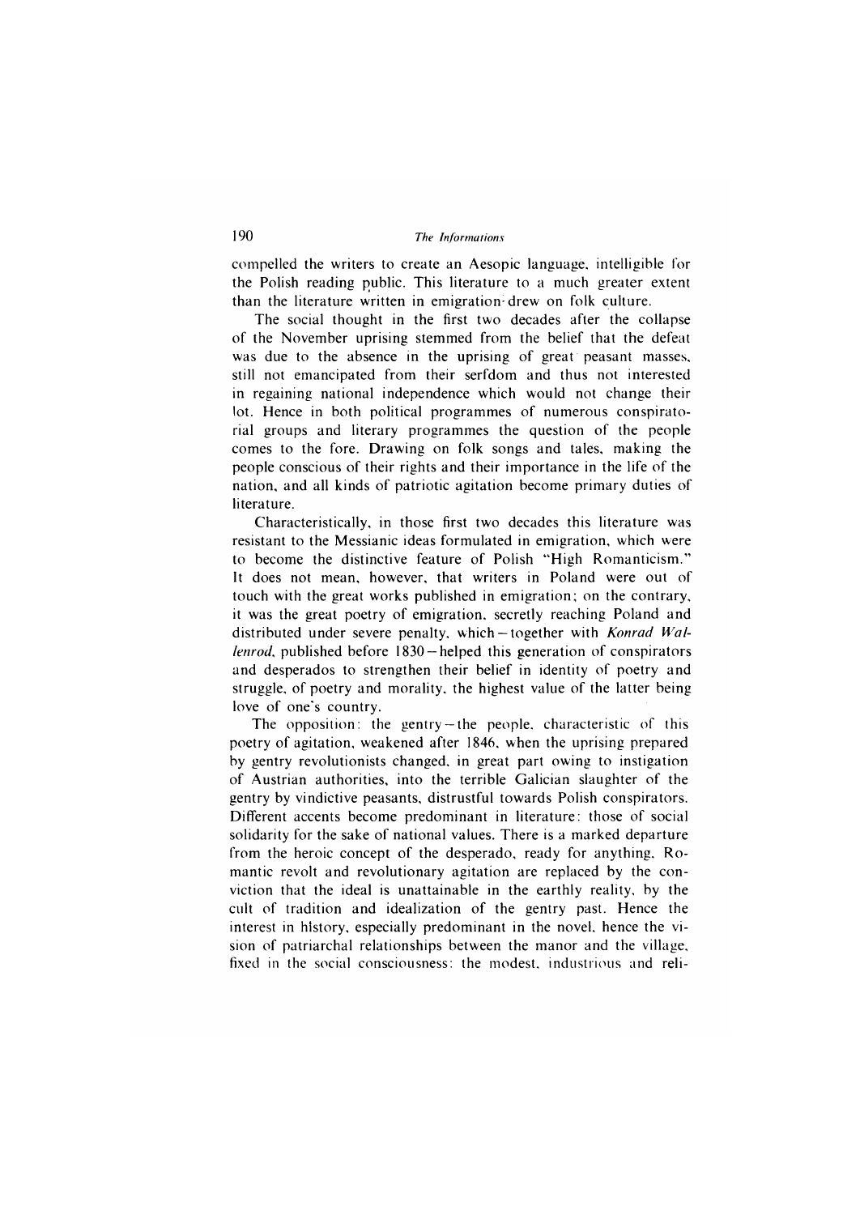compelled the writers to create an Aesopic language, intelligible for the Polish reading public. This literature to a much greater extent than the literature written in emigration drew on folk culture.

The social thought in the first two decades after the collapse of the November uprising stemmed from the belief that the defeat was due to the absence in the uprising of great peasant masses, still not emancipated from their serfdom and thus not interested in regaining national independence which would not change their lot. Hence in both political programmes of numerous conspiratorial groups and literary programmes the question of the people comes to the fore. Drawing on folk songs and tales, making the people conscious of their rights and their importance in the life of the nation, and all kinds of patriotic agitation become primary duties of literature.

Characteristically, in those first two decades this literature was resistant to the Messianic ideas formulated in emigration, which were to become the distinctive feature of Polish "High Romanticism." It does not mean, however, that writers in Poland were out of touch with the great works published in emigration; on the contrary, it was the great poetry of emigration, secretly reaching Poland and distributed under severe penalty, which – together with *Konrad Wallenrod*, published before 1830 – helped this generation of conspirators and desperados to strengthen their belief in identity of poetry and struggle, of poetry and morality, the highest value of the latter being love of one's country.

The opposition: the gentry – the people, characteristic of this poetry of agitation, weakened after 1846, when the uprising prepared by gentry revolutionists changed, in great part owing to instigation of Austrian authorities, into the terrible Galician slaughter of the gentry by vindictive peasants, distrustful towards Polish conspirators. Different accents become predominant in literature: those of social solidarity for the sake of national values. There is a marked departure from the heroic concept of the desperado, ready for anything. Romantic revolt and revolutionary agitation are replaced by the conviction that the ideal is unattainable in the earthly reality, by the cult of tradition and idealization of the gentry past. Hence the interest in history, especially predominant in the novel, hence the vision of patriarchal relationships between the manor and the village, fixed in the social consciousness: the modest, industrious and reli-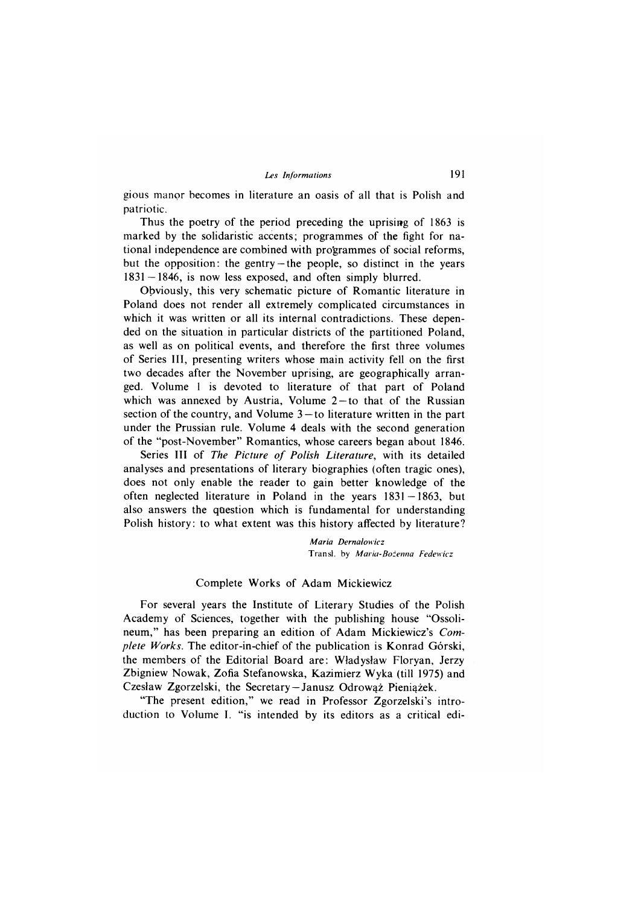gious manor becomes in literature an oasis of all that is Polish and patriotic.

Thus the poetry of the period preceding the uprising of 1863 is marked by the solidaristic accents; programmes of the fight for national independence are combined with programmes of social reforms, but the opposition: the gentry – the people, so distinct in the years 1831 – 1846, is now less exposed, and often simply blurred.

Obviously, this very schematic picture of Romantic literature in Poland does not render all extremely complicated circumstances in which it was written or all its internal contradictions. These depended on the situation in particular districts of the partitioned Poland, as well as on political events, and therefore the first three volumes of Series III, presenting writers whose main activity fell on the first two decades after the November uprising, are geographically arranged. Volume 1 is devoted to literature of that part of Poland which was annexed by Austria, Volume 2 – to that of the Russian section of the country, and Volume 3 – to literature written in the part under the Prussian rule. Volume 4 deals with the second generation of the "post-November" Romantics, whose careers began about 1846.

Series III of *The Picture of Polish Literature*, with its detailed analyses and presentations of literary biographies (often tragic ones), does not only enable the reader to gain better knowledge of the often neglected literature in Poland in the years 1831 – 1863, but also answers the question which is fundamental for understanding Polish history: to what extent was this history affected by literature?

*Maria Dernałowicz*
Transl. by *Maria-Bożenna Fedewicz*

## Complete Works of Adam Mickiewicz

For several years the Institute of Literary Studies of the Polish Academy of Sciences, together with the publishing house "Ossolineum," has been preparing an edition of Adam Mickiewicz's *Complete Works*. The editor-in-chief of the publication is Konrad Górski, the members of the Editorial Board are: Władysław Floryan, Jerzy Zbigniew Nowak, Zofia Stefanowska, Kazimierz Wyka (till 1975) and Czesław Zgorzelski, the Secretary – Janusz Odrowąż Pieniążek.

"The present edition," we read in Professor Zgorzelski's introduction to Volume I. "is intended by its editors as a critical edi-